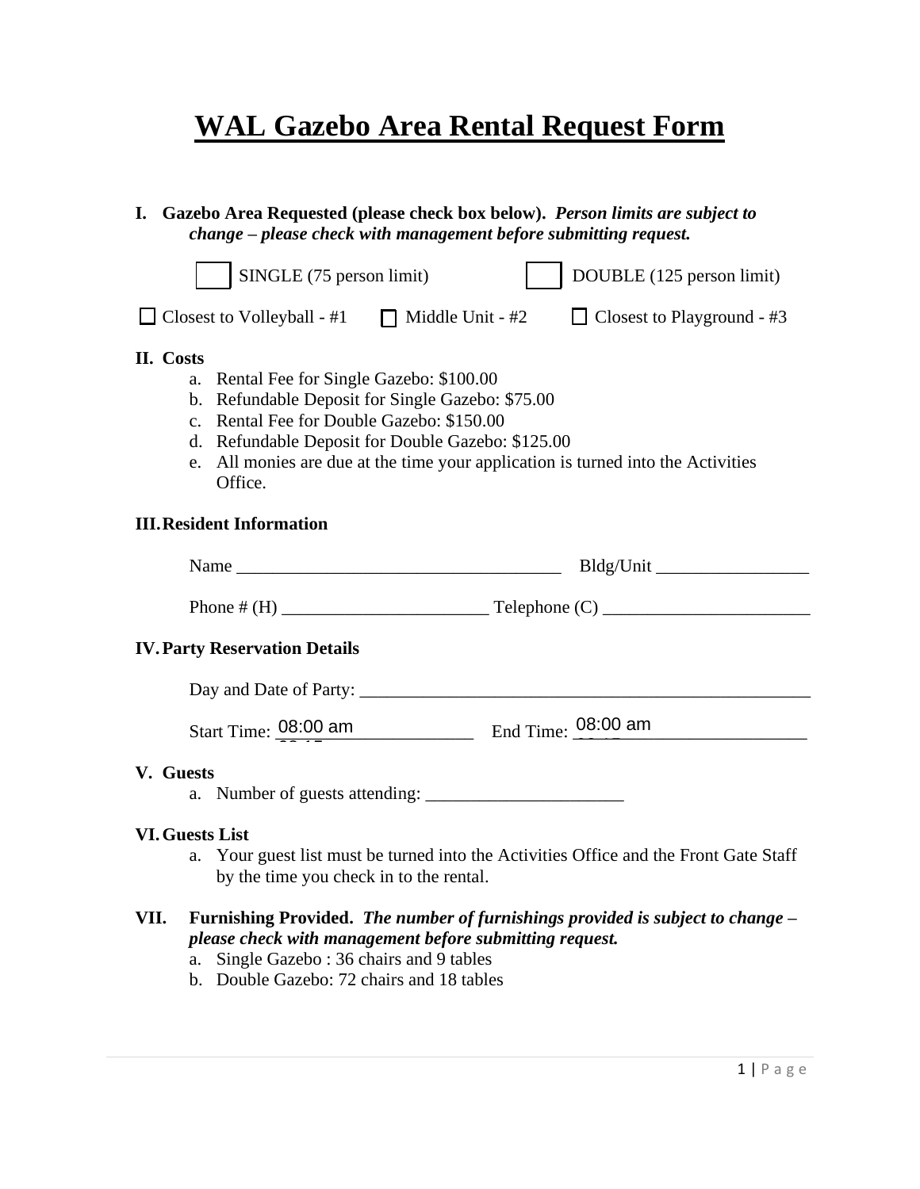# WAL Gazebo Area Rental Request Form

**I. Gazebo Area Requested (please check box below).** ***Person limits are subject to change – please check with management before submitting request.***

☐ SINGLE (75 person limit) ☐ DOUBLE (125 person limit)

☐ Closest to Volleyball - #1 ☐ Middle Unit - #2 ☐ Closest to Playground - #3

**II. Costs**

a. Rental Fee for Single Gazebo: $100.00
b. Refundable Deposit for Single Gazebo: $75.00
c. Rental Fee for Double Gazebo: $150.00
d. Refundable Deposit for Double Gazebo: $125.00
e. All monies are due at the time your application is turned into the Activities Office.

**III. Resident Information**

Name ____________________________________ Bldg/Unit _________________

Phone # (H) _______________________ Telephone (C) _______________________

**IV. Party Reservation Details**

Day and Date of Party: ___________________________________________________

Start Time: 08:00 am End Time: 08:00 am

**V. Guests**

a. Number of guests attending: ______________________

**VI. Guests List**

a. Your guest list must be turned into the Activities Office and the Front Gate Staff by the time you check in to the rental.

**VII. Furnishing Provided.** ***The number of furnishings provided is subject to change – please check with management before submitting request.***

a. Single Gazebo : 36 chairs and 9 tables
b. Double Gazebo: 72 chairs and 18 tables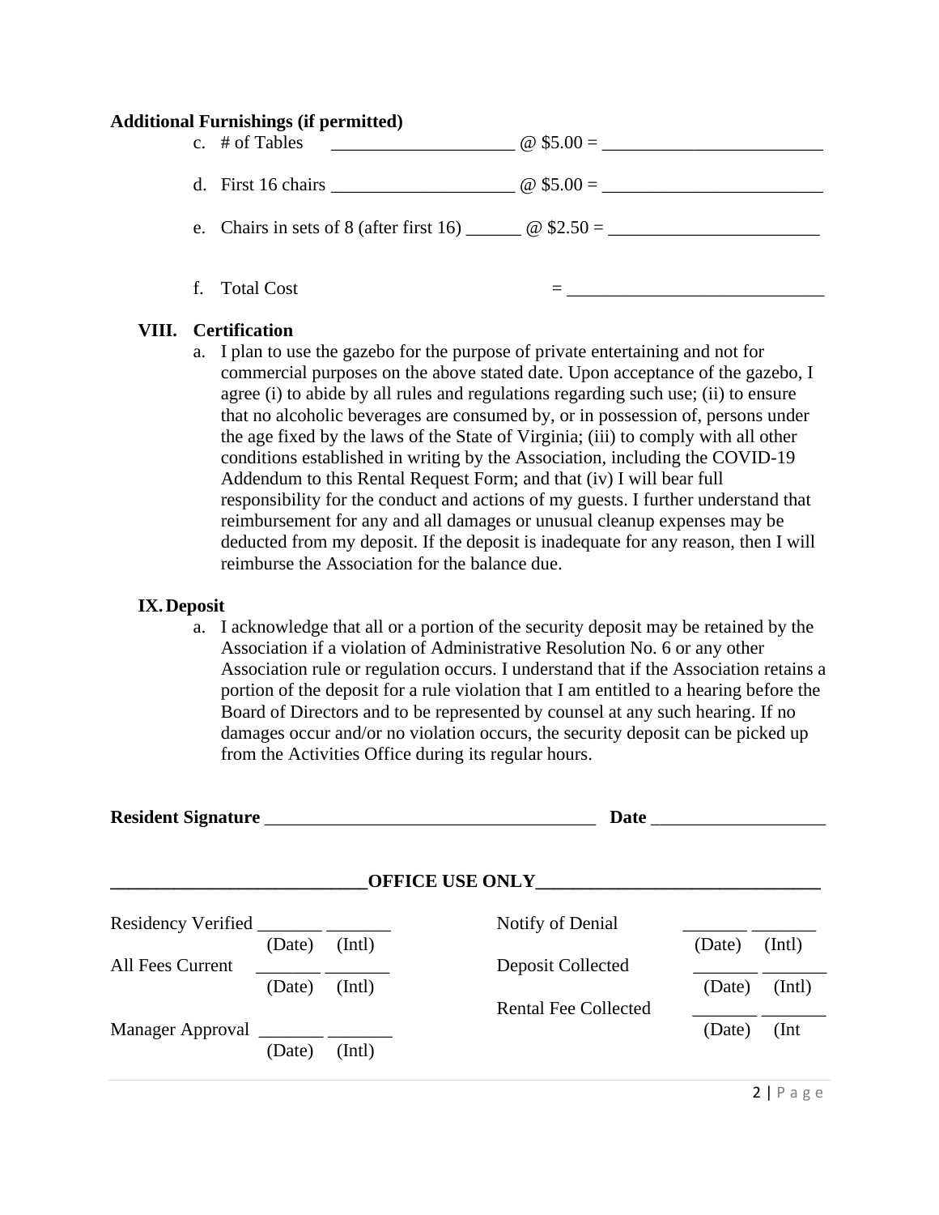**Additional Furnishings (if permitted)**

c. # of Tables ____________________ @ $5.00 = ________________________

d. First 16 chairs ____________________ @ $5.00 = ________________________

e. Chairs in sets of 8 (after first 16) ______ @ $2.50 = _______________________

f. Total Cost = ____________________________

**VIII. Certification**

a. I plan to use the gazebo for the purpose of private entertaining and not for commercial purposes on the above stated date. Upon acceptance of the gazebo, I agree (i) to abide by all rules and regulations regarding such use; (ii) to ensure that no alcoholic beverages are consumed by, or in possession of, persons under the age fixed by the laws of the State of Virginia; (iii) to comply with all other conditions established in writing by the Association, including the COVID-19 Addendum to this Rental Request Form; and that (iv) I will bear full responsibility for the conduct and actions of my guests. I further understand that reimbursement for any and all damages or unusual cleanup expenses may be deducted from my deposit. If the deposit is inadequate for any reason, then I will reimburse the Association for the balance due.

**IX. Deposit**

a. I acknowledge that all or a portion of the security deposit may be retained by the Association if a violation of Administrative Resolution No. 6 or any other Association rule or regulation occurs. I understand that if the Association retains a portion of the deposit for a rule violation that I am entitled to a hearing before the Board of Directors and to be represented by counsel at any such hearing. If no damages occur and/or no violation occurs, the security deposit can be picked up from the Activities Office during its regular hours.

**Resident Signature** ____________________________________ **Date** ___________________

**____________________________OFFICE USE ONLY_______________________________**

Residency Verified _______ _______
(Date) (Intl)

All Fees Current _______ _______
(Date) (Intl)

Manager Approval _______ _______
(Date) (Intl)

Notify of Denial _______ _______
(Date) (Intl)

Deposit Collected _______ _______
(Date) (Intl)

Rental Fee Collected _______ _______
(Date) (Int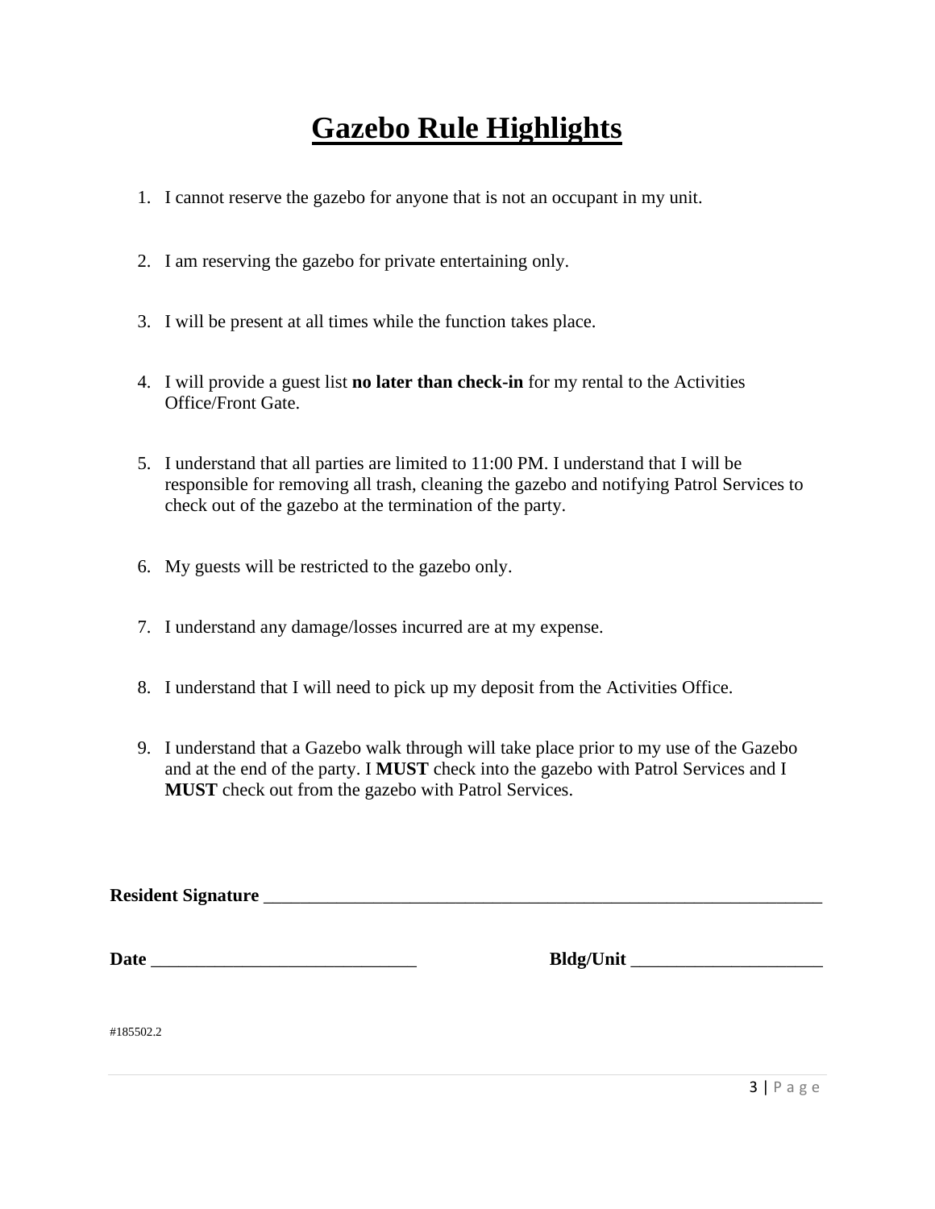# Gazebo Rule Highlights

1. I cannot reserve the gazebo for anyone that is not an occupant in my unit.

2. I am reserving the gazebo for private entertaining only.

3. I will be present at all times while the function takes place.

4. I will provide a guest list **no later than check-in** for my rental to the Activities Office/Front Gate.

5. I understand that all parties are limited to 11:00 PM. I understand that I will be responsible for removing all trash, cleaning the gazebo and notifying Patrol Services to check out of the gazebo at the termination of the party.

6. My guests will be restricted to the gazebo only.

7. I understand any damage/losses incurred are at my expense.

8. I understand that I will need to pick up my deposit from the Activities Office.

9. I understand that a Gazebo walk through will take place prior to my use of the Gazebo and at the end of the party. I **MUST** check into the gazebo with Patrol Services and I **MUST** check out from the gazebo with Patrol Services.

**Resident Signature** _______________________________________________________________

**Date** _____________________________ **Bldg/Unit** _____________________

#185502.2